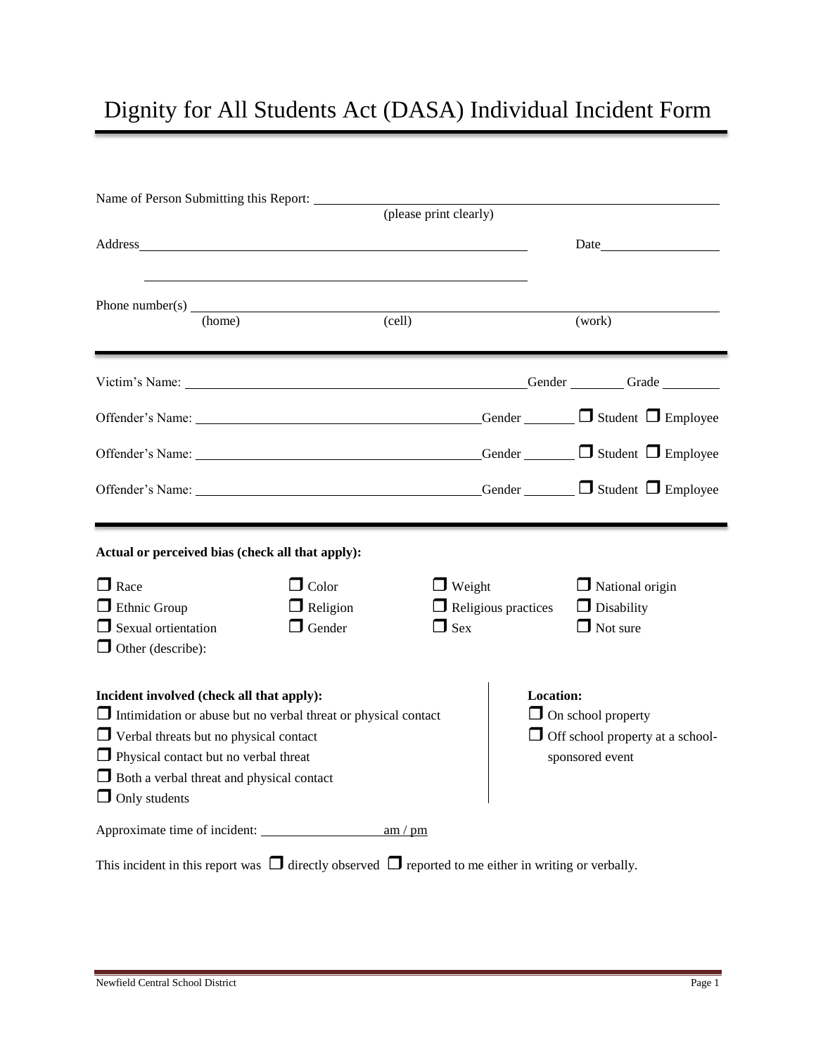# Dignity for All Students Act (DASA) Individual Incident Form

Name of Person Submitting this Report: \_\_\_\_\_\_\_\_\_\_\_\_\_\_\_\_\_\_\_\_\_\_\_\_\_\_\_\_\_\_\_\_\_\_\_\_\_\_\_\_
(please print clearly)

Address \_\_\_\_\_\_\_\_\_\_\_\_\_\_\_\_\_\_\_\_\_\_\_\_\_\_\_\_\_\_\_\_\_\_\_\_\_\_\_\_ Date \_\_\_\_\_\_\_\_\_\_\_\_\_\_\_\_

\_\_\_\_\_\_\_\_\_\_\_\_\_\_\_\_\_\_\_\_\_\_\_\_\_\_\_\_\_\_\_\_\_\_\_\_\_\_\_\_

Phone number(s) \_\_\_\_\_\_\_\_\_\_\_\_\_\_\_\_\_\_\_\_\_\_\_\_\_\_\_\_\_\_\_\_\_\_\_\_\_\_\_\_\_\_\_\_\_\_\_\_\_\_\_\_\_\_\_\_\_\_
(home) (cell) (work)

---

Victim's Name: \_\_\_\_\_\_\_\_\_\_\_\_\_\_\_\_\_\_\_\_\_\_\_\_\_\_\_\_\_\_\_\_\_\_\_\_\_\_ Gender \_\_\_\_\_\_\_ Grade \_\_\_\_\_\_\_

Offender's Name: \_\_\_\_\_\_\_\_\_\_\_\_\_\_\_\_\_\_\_\_\_\_\_\_\_\_\_\_\_\_\_\_\_\_\_\_\_ Gender \_\_\_\_\_\_\_ ☐ Student ☐ Employee

Offender's Name: \_\_\_\_\_\_\_\_\_\_\_\_\_\_\_\_\_\_\_\_\_\_\_\_\_\_\_\_\_\_\_\_\_\_\_\_\_ Gender \_\_\_\_\_\_\_ ☐ Student ☐ Employee

Offender's Name: \_\_\_\_\_\_\_\_\_\_\_\_\_\_\_\_\_\_\_\_\_\_\_\_\_\_\_\_\_\_\_\_\_\_\_\_\_ Gender \_\_\_\_\_\_\_ ☐ Student ☐ Employee

---

**Actual or perceived bias (check all that apply):**

| | | | |
|---|---|---|---|
| ☐ Race | ☐ Color | ☐ Weight | ☐ National origin |
| ☐ Ethnic Group | ☐ Religion | ☐ Religious practices | ☐ Disability |
| ☐ Sexual ortientation | ☐ Gender | ☐ Sex | ☐ Not sure |
| ☐ Other (describe): | | | |

**Incident involved (check all that apply):**

- ☐ Intimidation or abuse but no verbal threat or physical contact
- ☐ Verbal threats but no physical contact
- ☐ Physical contact but no verbal threat
- ☐ Both a verbal threat and physical contact
- ☐ Only students

**Location:**

- ☐ On school property
- ☐ Off school property at a school-sponsored event

Approximate time of incident: \_\_\_\_\_\_\_\_\_\_\_\_\_\_\_\_ am / pm

This incident in this report was ☐ directly observed ☐ reported to me either in writing or verbally.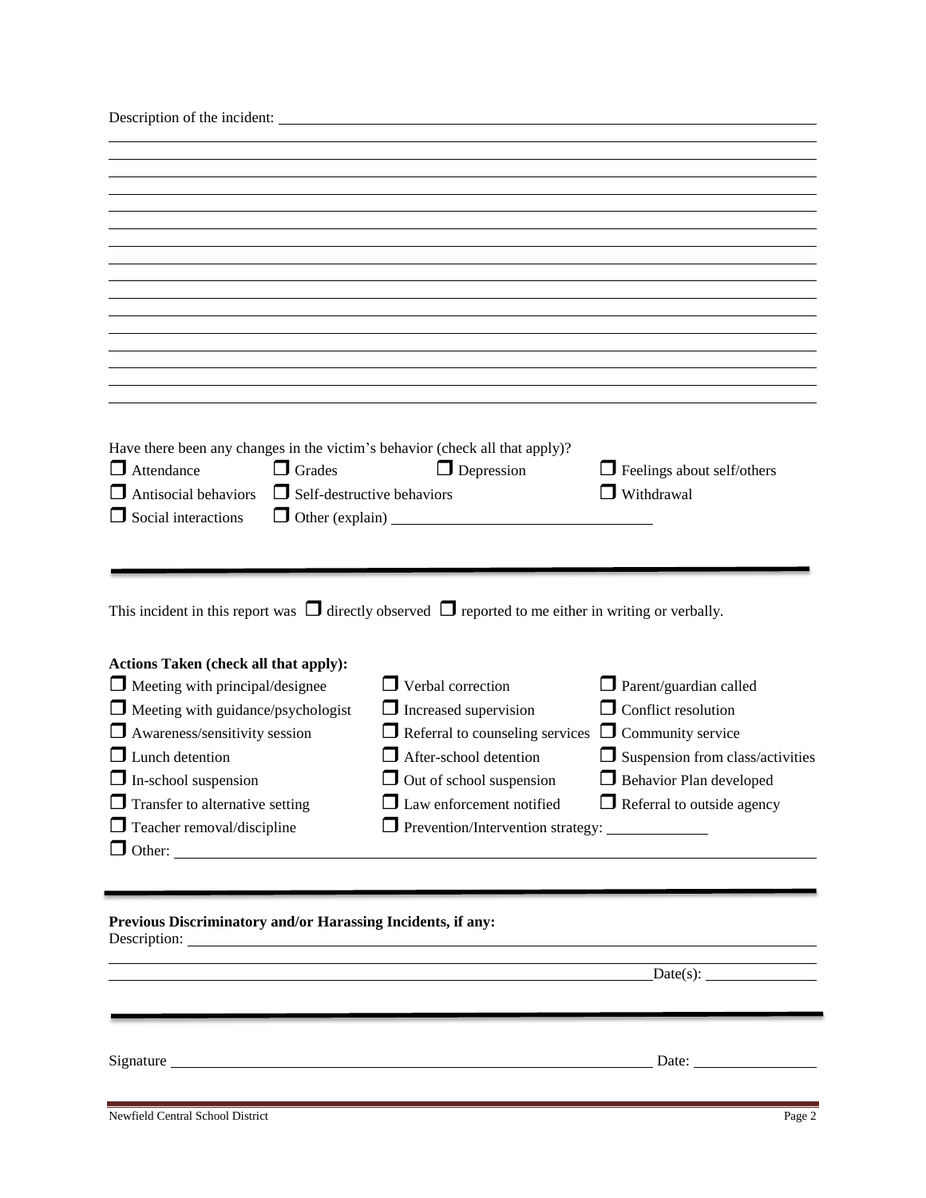Description of the incident: ______________________________________________________________

________________________________________________________________________________

________________________________________________________________________________

________________________________________________________________________________

________________________________________________________________________________

________________________________________________________________________________

________________________________________________________________________________

________________________________________________________________________________

________________________________________________________________________________

________________________________________________________________________________

________________________________________________________________________________

________________________________________________________________________________

________________________________________________________________________________

________________________________________________________________________________

________________________________________________________________________________

________________________________________________________________________________

________________________________________________________________________________

Have there been any changes in the victim's behavior (check all that apply)?

- ❒ Attendance
- ❒ Grades
- ❒ Depression
- ❒ Feelings about self/others
- ❒ Antisocial behaviors
- ❒ Self-destructive behaviors
- ❒ Withdrawal
- ❒ Social interactions
- ❒ Other (explain) ______________________________

---

This incident in this report was ❒ directly observed ❒ reported to me either in writing or verbally.

**Actions Taken (check all that apply):**

- ❒ Meeting with principal/designee
- ❒ Verbal correction
- ❒ Parent/guardian called
- ❒ Meeting with guidance/psychologist
- ❒ Increased supervision
- ❒ Conflict resolution
- ❒ Awareness/sensitivity session
- ❒ Referral to counseling services
- ❒ Community service
- ❒ Lunch detention
- ❒ After-school detention
- ❒ Suspension from class/activities
- ❒ In-school suspension
- ❒ Out of school suspension
- ❒ Behavior Plan developed
- ❒ Transfer to alternative setting
- ❒ Law enforcement notified
- ❒ Referral to outside agency
- ❒ Teacher removal/discipline
- ❒ Prevention/Intervention strategy: ____________
- ❒ Other: ______________________________________________________________

---

**Previous Discriminatory and/or Harassing Incidents, if any:**

Description: ______________________________________________________________

________________________________________________________________________________

________________________________________________________________ Date(s): ____________

---

Signature ______________________________________________________ Date: ______________